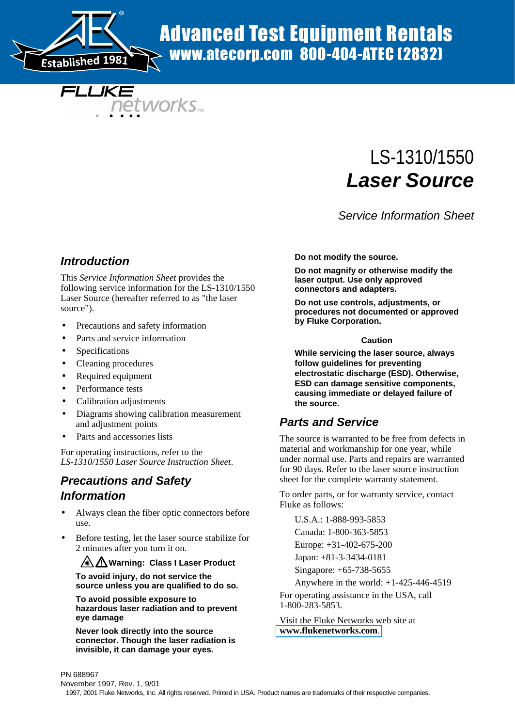Advanced Test Equipment Rentals
www.atecorp.com 800-404-ATEC (2832)

Established 1981

FLUKE networks

# LS-1310/1550
# *Laser Source*

*Service Information Sheet*

## *Introduction*

This *Service Information Sheet* provides the following service information for the LS-1310/1550 Laser Source (hereafter referred to as "the laser source").

- Precautions and safety information
- Parts and service information
- Specifications
- Cleaning procedures
- Required equipment
- Performance tests
- Calibration adjustments
- Diagrams showing calibration measurement and adjustment points
- Parts and accessories lists

For operating instructions, refer to the *LS-1310/1550 Laser Source Instruction Sheet*.

## *Precautions and Safety Information*

- Always clean the fiber optic connectors before use.
- Before testing, let the laser source stabilize for 2 minutes after you turn it on.

**Warning: Class I Laser Product**

**To avoid injury, do not service the source unless you are qualified to do so.**

**To avoid possible exposure to hazardous laser radiation and to prevent eye damage**

**Never look directly into the source connector. Though the laser radiation is invisible, it can damage your eyes.**

**Do not modify the source.**

**Do not magnify or otherwise modify the laser output. Use only approved connectors and adapters.**

**Do not use controls, adjustments, or procedures not documented or approved by Fluke Corporation.**

**Caution**

**While servicing the laser source, always follow guidelines for preventing electrostatic discharge (ESD). Otherwise, ESD can damage sensitive components, causing immediate or delayed failure of the source.**

## *Parts and Service*

The source is warranted to be free from defects in material and workmanship for one year, while under normal use. Parts and repairs are warranted for 90 days. Refer to the laser source instruction sheet for the complete warranty statement.

To order parts, or for warranty service, contact Fluke as follows:

U.S.A.: 1-888-993-5853
Canada: 1-800-363-5853
Europe: +31-402-675-200
Japan: +81-3-3434-0181
Singapore: +65-738-5655
Anywhere in the world: +1-425-446-4519

For operating assistance in the USA, call 1-800-283-5853.

Visit the Fluke Networks web site at **www.flukenetworks.com**.

PN 688967
November 1997, Rev. 1, 9/01
1997, 2001 Fluke Networks, Inc. All rights reserved. Printed in USA. Product names are trademarks of their respective companies.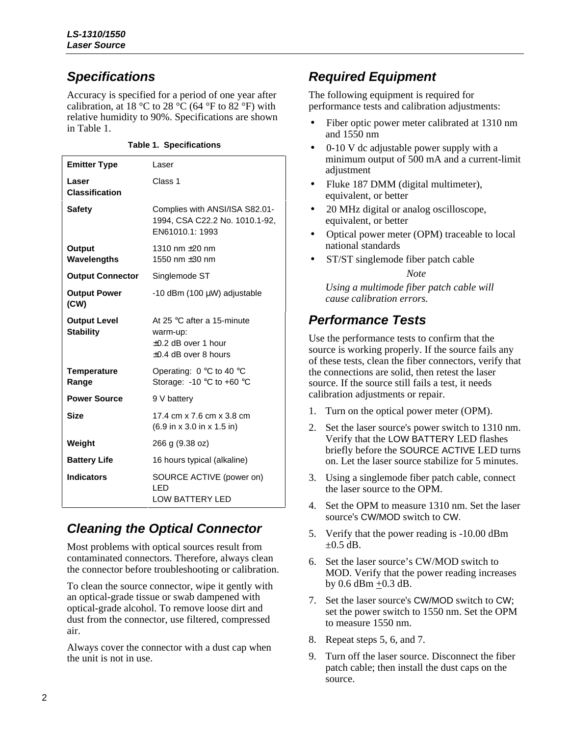## Specifications

Accuracy is specified for a period of one year after calibration, at 18 °C to 28 °C (64 °F to 82 °F) with relative humidity to 90%. Specifications are shown in Table 1.

**Table 1. Specifications**

| | |
|---|---|
| **Emitter Type** | Laser |
| **Laser Classification** | Class 1 |
| **Safety** | Complies with ANSI/ISA S82.01-1994, CSA C22.2 No. 1010.1-92, EN61010.1: 1993 |
| **Output Wavelengths** | 1310 nm ±20 nm<br>1550 nm ±30 nm |
| **Output Connector** | Singlemode ST |
| **Output Power (CW)** | -10 dBm (100 µW) adjustable |
| **Output Level Stability** | At 25 °C after a 15-minute warm-up:<br>±0.2 dB over 1 hour<br>±0.4 dB over 8 hours |
| **Temperature Range** | Operating: 0 °C to 40 °C<br>Storage: -10 °C to +60 °C |
| **Power Source** | 9 V battery |
| **Size** | 17.4 cm x 7.6 cm x 3.8 cm<br>(6.9 in x 3.0 in x 1.5 in) |
| **Weight** | 266 g (9.38 oz) |
| **Battery Life** | 16 hours typical (alkaline) |
| **Indicators** | SOURCE ACTIVE (power on) LED<br>LOW BATTERY LED |

## Cleaning the Optical Connector

Most problems with optical sources result from contaminated connectors. Therefore, always clean the connector before troubleshooting or calibration.

To clean the source connector, wipe it gently with an optical-grade tissue or swab dampened with optical-grade alcohol. To remove loose dirt and dust from the connector, use filtered, compressed air.

Always cover the connector with a dust cap when the unit is not in use.

## Required Equipment

The following equipment is required for performance tests and calibration adjustments:

- Fiber optic power meter calibrated at 1310 nm and 1550 nm
- 0-10 V dc adjustable power supply with a minimum output of 500 mA and a current-limit adjustment
- Fluke 187 DMM (digital multimeter), equivalent, or better
- 20 MHz digital or analog oscilloscope, equivalent, or better
- Optical power meter (OPM) traceable to local national standards
- ST/ST singlemode fiber patch cable

*Note*

*Using a multimode fiber patch cable will cause calibration errors.*

## Performance Tests

Use the performance tests to confirm that the source is working properly. If the source fails any of these tests, clean the fiber connectors, verify that the connections are solid, then retest the laser source. If the source still fails a test, it needs calibration adjustments or repair.

1. Turn on the optical power meter (OPM).
2. Set the laser source's power switch to 1310 nm. Verify that the LOW BATTERY LED flashes briefly before the SOURCE ACTIVE LED turns on. Let the laser source stabilize for 5 minutes.
3. Using a singlemode fiber patch cable, connect the laser source to the OPM.
4. Set the OPM to measure 1310 nm. Set the laser source's CW/MOD switch to CW.
5. Verify that the power reading is -10.00 dBm ±0.5 dB.
6. Set the laser source's CW/MOD switch to MOD. Verify that the power reading increases by 0.6 dBm ±0.3 dB.
7. Set the laser source's CW/MOD switch to CW; set the power switch to 1550 nm. Set the OPM to measure 1550 nm.
8. Repeat steps 5, 6, and 7.
9. Turn off the laser source. Disconnect the fiber patch cable; then install the dust caps on the source.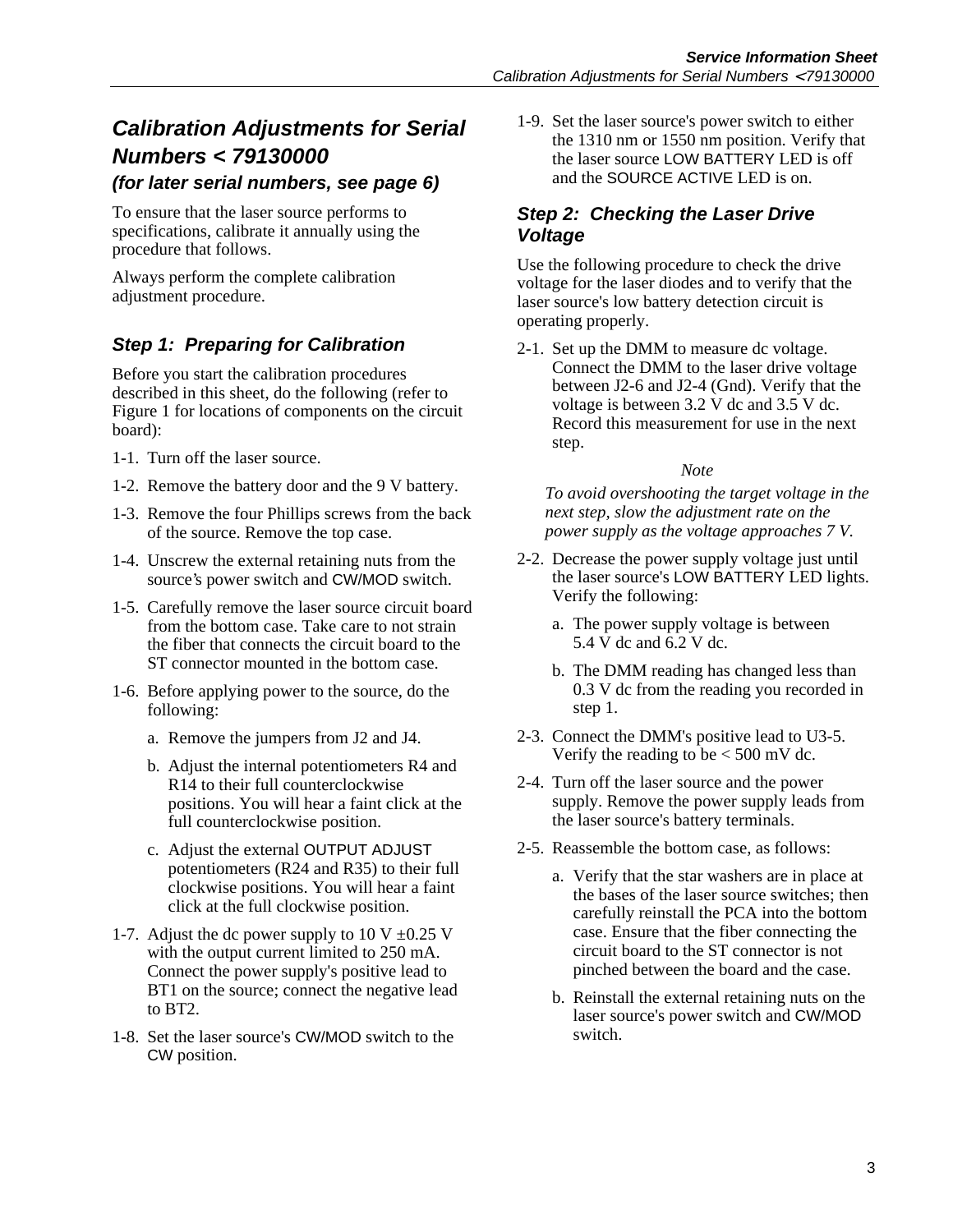## Calibration Adjustments for Serial Numbers < 79130000

### *(for later serial numbers, see page 6)*

To ensure that the laser source performs to specifications, calibrate it annually using the procedure that follows.

Always perform the complete calibration adjustment procedure.

### *Step 1: Preparing for Calibration*

Before you start the calibration procedures described in this sheet, do the following (refer to Figure 1 for locations of components on the circuit board):

1-1. Turn off the laser source.

1-2. Remove the battery door and the 9 V battery.

1-3. Remove the four Phillips screws from the back of the source. Remove the top case.

1-4. Unscrew the external retaining nuts from the source's power switch and CW/MOD switch.

1-5. Carefully remove the laser source circuit board from the bottom case. Take care to not strain the fiber that connects the circuit board to the ST connector mounted in the bottom case.

1-6. Before applying power to the source, do the following:

a. Remove the jumpers from J2 and J4.

b. Adjust the internal potentiometers R4 and R14 to their full counterclockwise positions. You will hear a faint click at the full counterclockwise position.

c. Adjust the external OUTPUT ADJUST potentiometers (R24 and R35) to their full clockwise positions. You will hear a faint click at the full clockwise position.

1-7. Adjust the dc power supply to 10 V ±0.25 V with the output current limited to 250 mA. Connect the power supply's positive lead to BT1 on the source; connect the negative lead to BT2.

1-8. Set the laser source's CW/MOD switch to the CW position.

1-9. Set the laser source's power switch to either the 1310 nm or 1550 nm position. Verify that the laser source LOW BATTERY LED is off and the SOURCE ACTIVE LED is on.

### *Step 2: Checking the Laser Drive Voltage*

Use the following procedure to check the drive voltage for the laser diodes and to verify that the laser source's low battery detection circuit is operating properly.

2-1. Set up the DMM to measure dc voltage. Connect the DMM to the laser drive voltage between J2-6 and J2-4 (Gnd). Verify that the voltage is between 3.2 V dc and 3.5 V dc. Record this measurement for use in the next step.

*Note*

*To avoid overshooting the target voltage in the next step, slow the adjustment rate on the power supply as the voltage approaches 7 V.*

2-2. Decrease the power supply voltage just until the laser source's LOW BATTERY LED lights. Verify the following:

a. The power supply voltage is between 5.4 V dc and 6.2 V dc.

b. The DMM reading has changed less than 0.3 V dc from the reading you recorded in step 1.

2-3. Connect the DMM's positive lead to U3-5. Verify the reading to be < 500 mV dc.

2-4. Turn off the laser source and the power supply. Remove the power supply leads from the laser source's battery terminals.

2-5. Reassemble the bottom case, as follows:

a. Verify that the star washers are in place at the bases of the laser source switches; then carefully reinstall the PCA into the bottom case. Ensure that the fiber connecting the circuit board to the ST connector is not pinched between the board and the case.

b. Reinstall the external retaining nuts on the laser source's power switch and CW/MOD switch.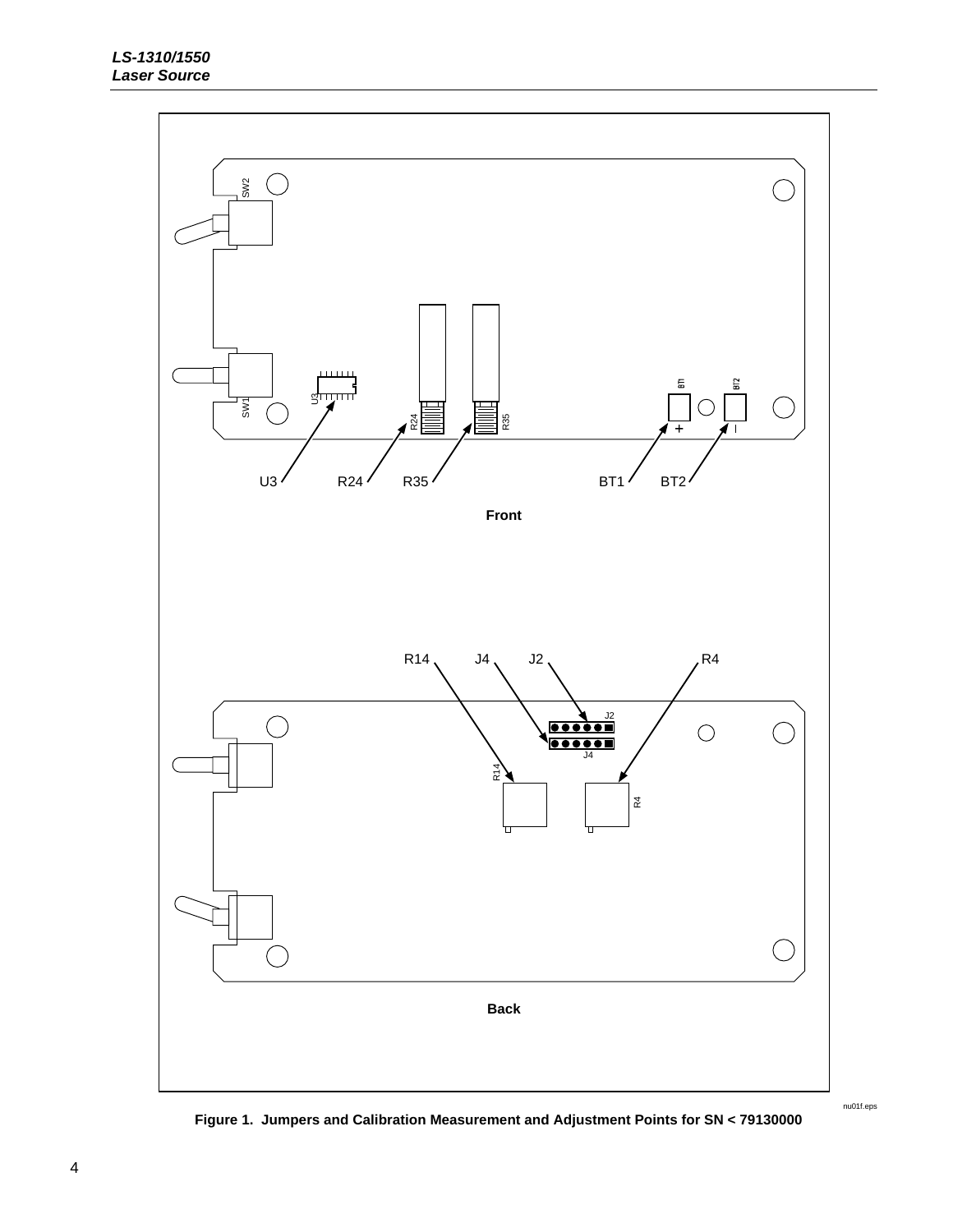Figure 1. Jumpers and Calibration Measurement and Adjustment Points for SN < 79130000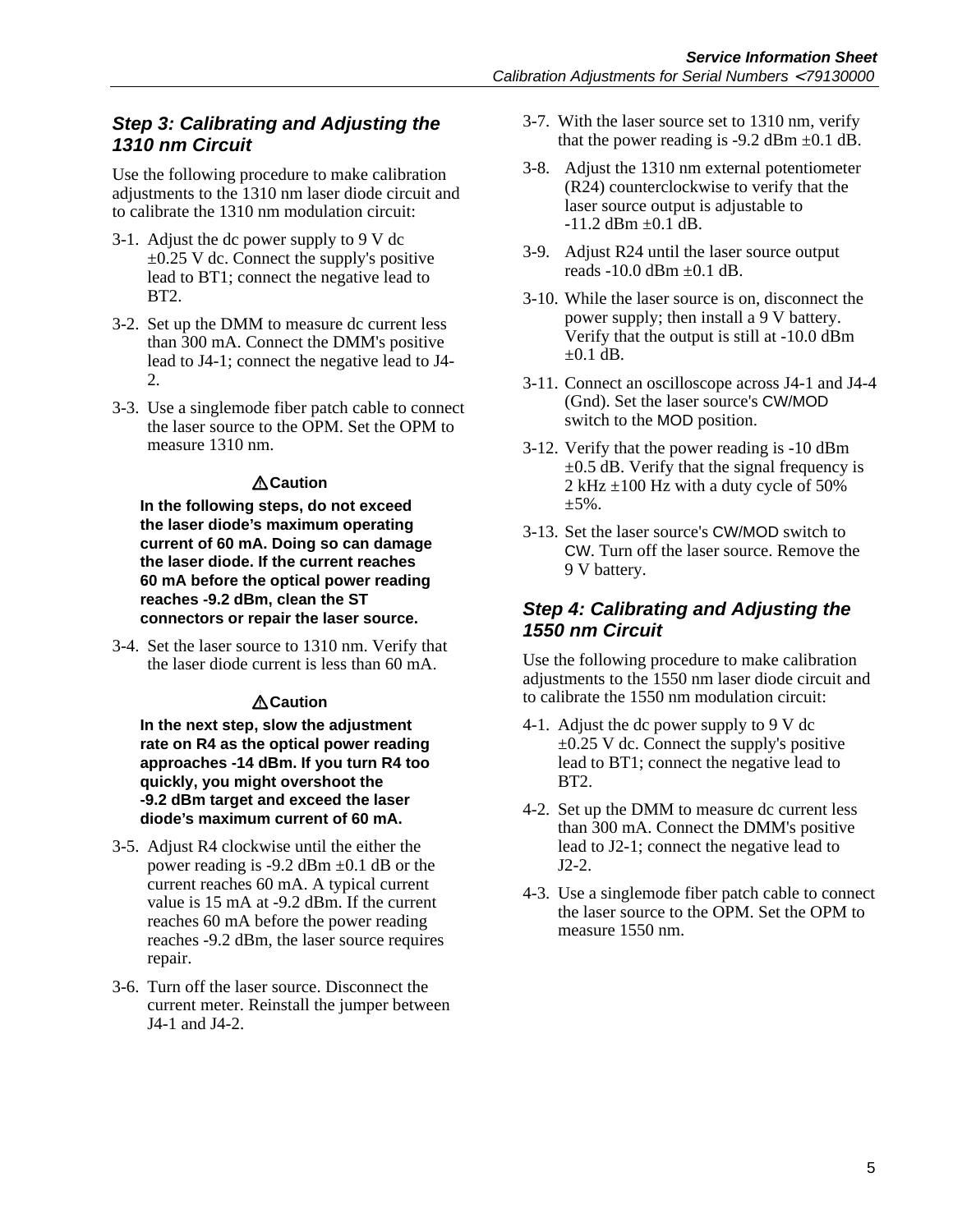### Step 3: Calibrating and Adjusting the 1310 nm Circuit

Use the following procedure to make calibration adjustments to the 1310 nm laser diode circuit and to calibrate the 1310 nm modulation circuit:

3-1. Adjust the dc power supply to 9 V dc ±0.25 V dc. Connect the supply's positive lead to BT1; connect the negative lead to BT2.

3-2. Set up the DMM to measure dc current less than 300 mA. Connect the DMM's positive lead to J4-1; connect the negative lead to J4-2.

3-3. Use a singlemode fiber patch cable to connect the laser source to the OPM. Set the OPM to measure 1310 nm.

**⚠Caution**

**In the following steps, do not exceed the laser diode's maximum operating current of 60 mA. Doing so can damage the laser diode. If the current reaches 60 mA before the optical power reading reaches -9.2 dBm, clean the ST connectors or repair the laser source.**

3-4. Set the laser source to 1310 nm. Verify that the laser diode current is less than 60 mA.

**⚠Caution**

**In the next step, slow the adjustment rate on R4 as the optical power reading approaches -14 dBm. If you turn R4 too quickly, you might overshoot the -9.2 dBm target and exceed the laser diode's maximum current of 60 mA.**

3-5. Adjust R4 clockwise until the either the power reading is -9.2 dBm ±0.1 dB or the current reaches 60 mA. A typical current value is 15 mA at -9.2 dBm. If the current reaches 60 mA before the power reading reaches -9.2 dBm, the laser source requires repair.

3-6. Turn off the laser source. Disconnect the current meter. Reinstall the jumper between J4-1 and J4-2.

3-7. With the laser source set to 1310 nm, verify that the power reading is -9.2 dBm ±0.1 dB.

3-8. Adjust the 1310 nm external potentiometer (R24) counterclockwise to verify that the laser source output is adjustable to -11.2 dBm ±0.1 dB.

3-9. Adjust R24 until the laser source output reads -10.0 dBm ±0.1 dB.

3-10. While the laser source is on, disconnect the power supply; then install a 9 V battery. Verify that the output is still at -10.0 dBm ±0.1 dB.

3-11. Connect an oscilloscope across J4-1 and J4-4 (Gnd). Set the laser source's CW/MOD switch to the MOD position.

3-12. Verify that the power reading is -10 dBm ±0.5 dB. Verify that the signal frequency is 2 kHz ±100 Hz with a duty cycle of 50% ±5%.

3-13. Set the laser source's CW/MOD switch to CW. Turn off the laser source. Remove the 9 V battery.

### Step 4: Calibrating and Adjusting the 1550 nm Circuit

Use the following procedure to make calibration adjustments to the 1550 nm laser diode circuit and to calibrate the 1550 nm modulation circuit:

4-1. Adjust the dc power supply to 9 V dc ±0.25 V dc. Connect the supply's positive lead to BT1; connect the negative lead to BT2.

4-2. Set up the DMM to measure dc current less than 300 mA. Connect the DMM's positive lead to J2-1; connect the negative lead to J2-2.

4-3. Use a singlemode fiber patch cable to connect the laser source to the OPM. Set the OPM to measure 1550 nm.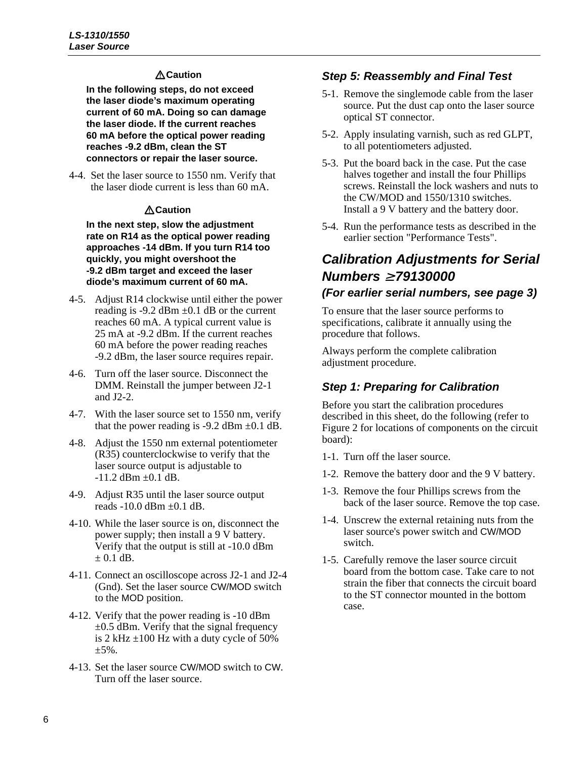**⚠Caution**

**In the following steps, do not exceed the laser diode's maximum operating current of 60 mA. Doing so can damage the laser diode. If the current reaches 60 mA before the optical power reading reaches -9.2 dBm, clean the ST connectors or repair the laser source.**

4-4. Set the laser source to 1550 nm. Verify that the laser diode current is less than 60 mA.

**⚠Caution**

**In the next step, slow the adjustment rate on R14 as the optical power reading approaches -14 dBm. If you turn R14 too quickly, you might overshoot the -9.2 dBm target and exceed the laser diode's maximum current of 60 mA.**

4-5. Adjust R14 clockwise until either the power reading is -9.2 dBm ±0.1 dB or the current reaches 60 mA. A typical current value is 25 mA at -9.2 dBm. If the current reaches 60 mA before the power reading reaches -9.2 dBm, the laser source requires repair.

4-6. Turn off the laser source. Disconnect the DMM. Reinstall the jumper between J2-1 and J2-2.

4-7. With the laser source set to 1550 nm, verify that the power reading is -9.2 dBm ±0.1 dB.

4-8. Adjust the 1550 nm external potentiometer (R35) counterclockwise to verify that the laser source output is adjustable to -11.2 dBm ±0.1 dB.

4-9. Adjust R35 until the laser source output reads -10.0 dBm ±0.1 dB.

4-10. While the laser source is on, disconnect the power supply; then install a 9 V battery. Verify that the output is still at -10.0 dBm ± 0.1 dB.

4-11. Connect an oscilloscope across J2-1 and J2-4 (Gnd). Set the laser source CW/MOD switch to the MOD position.

4-12. Verify that the power reading is -10 dBm ±0.5 dBm. Verify that the signal frequency is 2 kHz ±100 Hz with a duty cycle of 50% ±5%.

4-13. Set the laser source CW/MOD switch to CW. Turn off the laser source.

### *Step 5: Reassembly and Final Test*

5-1. Remove the singlemode cable from the laser source. Put the dust cap onto the laser source optical ST connector.

5-2. Apply insulating varnish, such as red GLPT, to all potentiometers adjusted.

5-3. Put the board back in the case. Put the case halves together and install the four Phillips screws. Reinstall the lock washers and nuts to the CW/MOD and 1550/1310 switches. Install a 9 V battery and the battery door.

5-4. Run the performance tests as described in the earlier section "Performance Tests".

## *Calibration Adjustments for Serial Numbers ≥79130000*

### *(For earlier serial numbers, see page 3)*

To ensure that the laser source performs to specifications, calibrate it annually using the procedure that follows.

Always perform the complete calibration adjustment procedure.

### *Step 1: Preparing for Calibration*

Before you start the calibration procedures described in this sheet, do the following (refer to Figure 2 for locations of components on the circuit board):

1-1. Turn off the laser source.

1-2. Remove the battery door and the 9 V battery.

1-3. Remove the four Phillips screws from the back of the laser source. Remove the top case.

1-4. Unscrew the external retaining nuts from the laser source's power switch and CW/MOD switch.

1-5. Carefully remove the laser source circuit board from the bottom case. Take care to not strain the fiber that connects the circuit board to the ST connector mounted in the bottom case.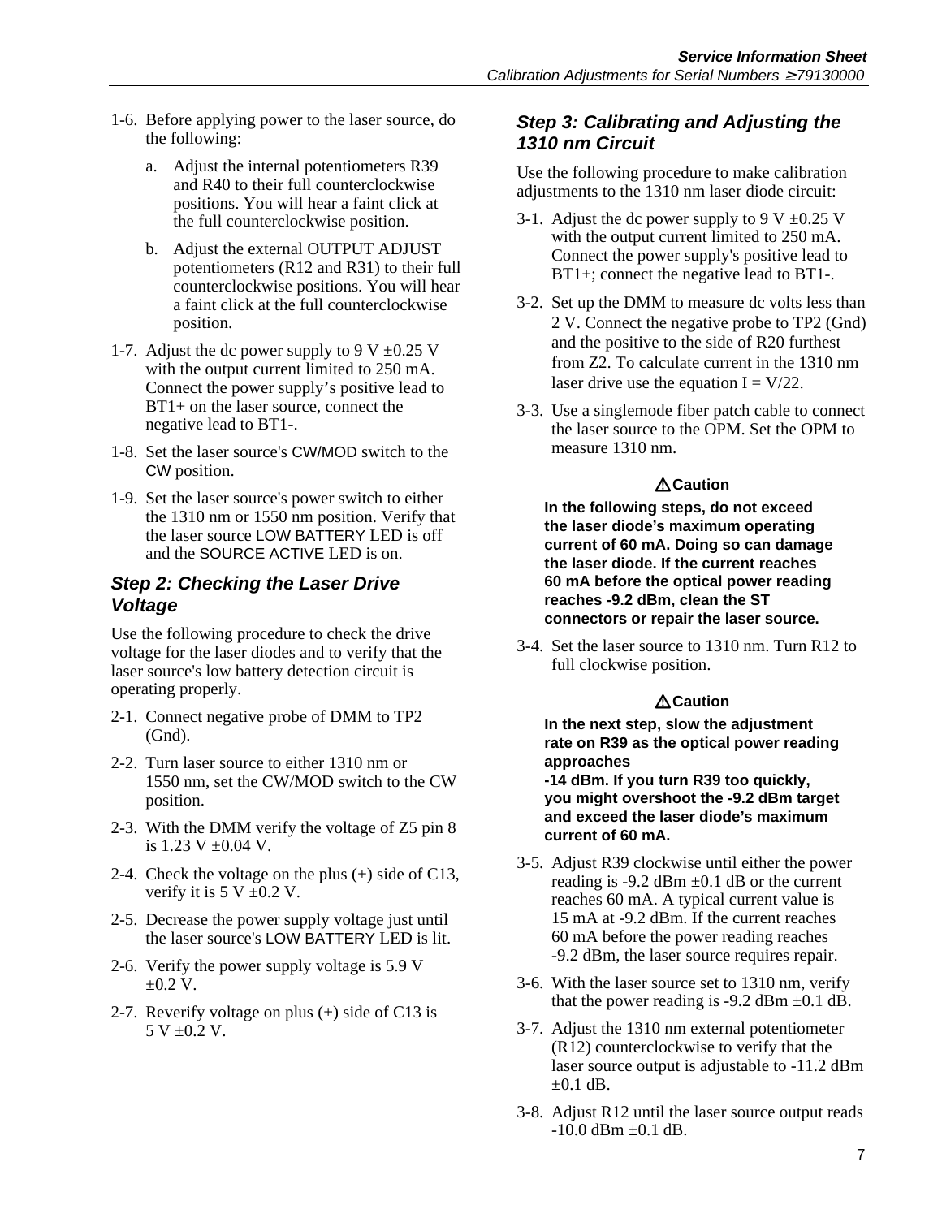1-6. Before applying power to the laser source, do the following:

   a. Adjust the internal potentiometers R39 and R40 to their full counterclockwise positions. You will hear a faint click at the full counterclockwise position.

   b. Adjust the external OUTPUT ADJUST potentiometers (R12 and R31) to their full counterclockwise positions. You will hear a faint click at the full counterclockwise position.

1-7. Adjust the dc power supply to 9 V ±0.25 V with the output current limited to 250 mA. Connect the power supply's positive lead to BT1+ on the laser source, connect the negative lead to BT1-.

1-8. Set the laser source's CW/MOD switch to the CW position.

1-9. Set the laser source's power switch to either the 1310 nm or 1550 nm position. Verify that the laser source LOW BATTERY LED is off and the SOURCE ACTIVE LED is on.

### *Step 2: Checking the Laser Drive Voltage*

Use the following procedure to check the drive voltage for the laser diodes and to verify that the laser source's low battery detection circuit is operating properly.

2-1. Connect negative probe of DMM to TP2 (Gnd).

2-2. Turn laser source to either 1310 nm or 1550 nm, set the CW/MOD switch to the CW position.

2-3. With the DMM verify the voltage of Z5 pin 8 is 1.23 V ±0.04 V.

2-4. Check the voltage on the plus (+) side of C13, verify it is 5 V ±0.2 V.

2-5. Decrease the power supply voltage just until the laser source's LOW BATTERY LED is lit.

2-6. Verify the power supply voltage is 5.9 V ±0.2 V.

2-7. Reverify voltage on plus (+) side of C13 is 5 V ±0.2 V.

### *Step 3: Calibrating and Adjusting the 1310 nm Circuit*

Use the following procedure to make calibration adjustments to the 1310 nm laser diode circuit:

3-1. Adjust the dc power supply to 9 V ±0.25 V with the output current limited to 250 mA. Connect the power supply's positive lead to BT1+; connect the negative lead to BT1-.

3-2. Set up the DMM to measure dc volts less than 2 V. Connect the negative probe to TP2 (Gnd) and the positive to the side of R20 furthest from Z2. To calculate current in the 1310 nm laser drive use the equation $I = V/22$.

3-3. Use a singlemode fiber patch cable to connect the laser source to the OPM. Set the OPM to measure 1310 nm.

**⚠Caution**

**In the following steps, do not exceed the laser diode's maximum operating current of 60 mA. Doing so can damage the laser diode. If the current reaches 60 mA before the optical power reading reaches -9.2 dBm, clean the ST connectors or repair the laser source.**

3-4. Set the laser source to 1310 nm. Turn R12 to full clockwise position.

**⚠Caution**

**In the next step, slow the adjustment rate on R39 as the optical power reading approaches -14 dBm. If you turn R39 too quickly, you might overshoot the -9.2 dBm target and exceed the laser diode's maximum current of 60 mA.**

3-5. Adjust R39 clockwise until either the power reading is -9.2 dBm ±0.1 dB or the current reaches 60 mA. A typical current value is 15 mA at -9.2 dBm. If the current reaches 60 mA before the power reading reaches -9.2 dBm, the laser source requires repair.

3-6. With the laser source set to 1310 nm, verify that the power reading is -9.2 dBm ±0.1 dB.

3-7. Adjust the 1310 nm external potentiometer (R12) counterclockwise to verify that the laser source output is adjustable to -11.2 dBm ±0.1 dB.

3-8. Adjust R12 until the laser source output reads -10.0 dBm ±0.1 dB.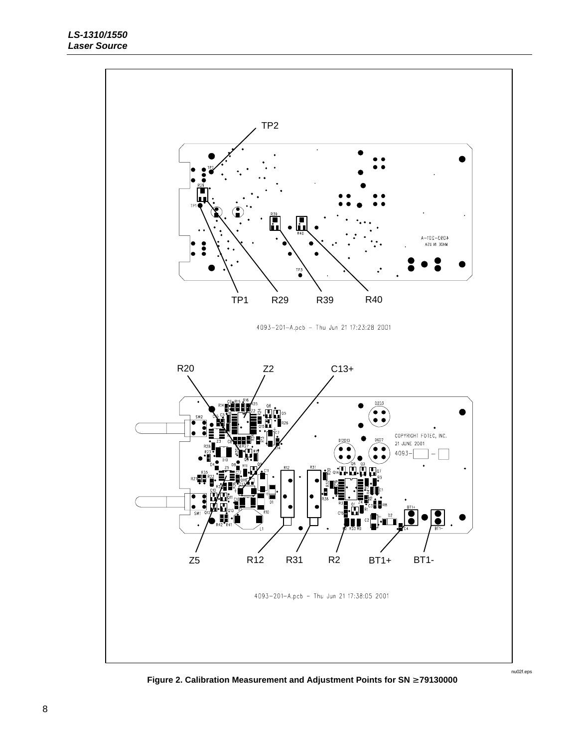TP2

TP1 R29 R39 R40

4093-201-A.pcb - Thu Jun 21 17:23:28 2001

R20 Z2 C13+

Z5 R12 R31 R2 BT1+ BT1-

4093-201-A.pcb - Thu Jun 21 17:38:05 2001

nu02f.eps

**Figure 2. Calibration Measurement and Adjustment Points for SN ≥79130000**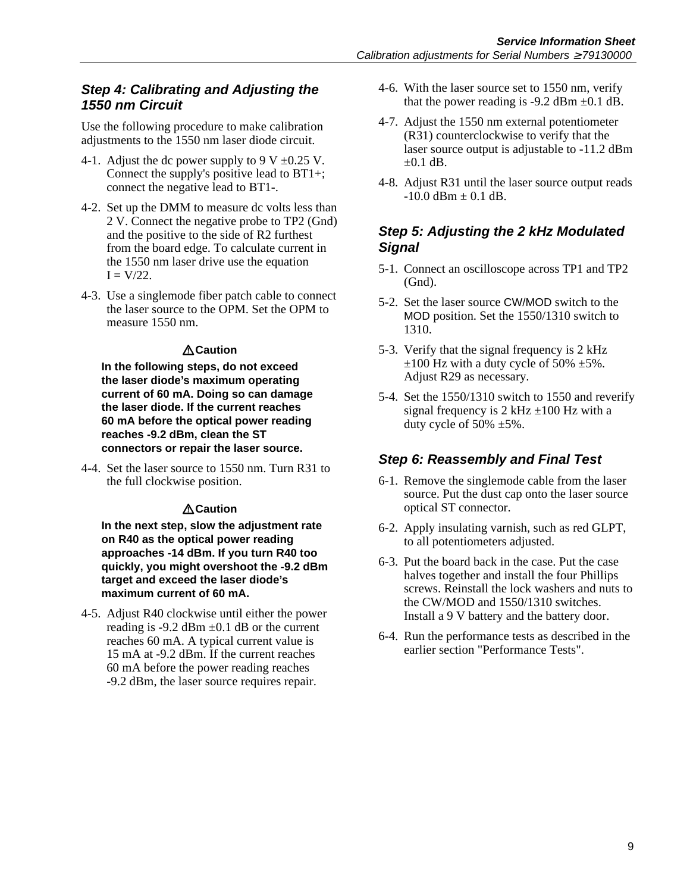### *Step 4: Calibrating and Adjusting the 1550 nm Circuit*

Use the following procedure to make calibration adjustments to the 1550 nm laser diode circuit.

4-1. Adjust the dc power supply to 9 V ±0.25 V. Connect the supply's positive lead to BT1+; connect the negative lead to BT1-.

4-2. Set up the DMM to measure dc volts less than 2 V. Connect the negative probe to TP2 (Gnd) and the positive to the side of R2 furthest from the board edge. To calculate current in the 1550 nm laser drive use the equation $I = V/22$.

4-3. Use a singlemode fiber patch cable to connect the laser source to the OPM. Set the OPM to measure 1550 nm.

> **⚠Caution**
>
> **In the following steps, do not exceed the laser diode's maximum operating current of 60 mA. Doing so can damage the laser diode. If the current reaches 60 mA before the optical power reading reaches -9.2 dBm, clean the ST connectors or repair the laser source.**

4-4. Set the laser source to 1550 nm. Turn R31 to the full clockwise position.

> **⚠Caution**
>
> **In the next step, slow the adjustment rate on R40 as the optical power reading approaches -14 dBm. If you turn R40 too quickly, you might overshoot the -9.2 dBm target and exceed the laser diode's maximum current of 60 mA.**

4-5. Adjust R40 clockwise until either the power reading is -9.2 dBm ±0.1 dB or the current reaches 60 mA. A typical current value is 15 mA at -9.2 dBm. If the current reaches 60 mA before the power reading reaches -9.2 dBm, the laser source requires repair.

4-6. With the laser source set to 1550 nm, verify that the power reading is -9.2 dBm ±0.1 dB.

4-7. Adjust the 1550 nm external potentiometer (R31) counterclockwise to verify that the laser source output is adjustable to -11.2 dBm ±0.1 dB.

4-8. Adjust R31 until the laser source output reads -10.0 dBm ± 0.1 dB.

### *Step 5: Adjusting the 2 kHz Modulated Signal*

5-1. Connect an oscilloscope across TP1 and TP2 (Gnd).

5-2. Set the laser source CW/MOD switch to the MOD position. Set the 1550/1310 switch to 1310.

5-3. Verify that the signal frequency is 2 kHz ±100 Hz with a duty cycle of 50% ±5%. Adjust R29 as necessary.

5-4. Set the 1550/1310 switch to 1550 and reverify signal frequency is 2 kHz ±100 Hz with a duty cycle of 50% ±5%.

### *Step 6: Reassembly and Final Test*

6-1. Remove the singlemode cable from the laser source. Put the dust cap onto the laser source optical ST connector.

6-2. Apply insulating varnish, such as red GLPT, to all potentiometers adjusted.

6-3. Put the board back in the case. Put the case halves together and install the four Phillips screws. Reinstall the lock washers and nuts to the CW/MOD and 1550/1310 switches. Install a 9 V battery and the battery door.

6-4. Run the performance tests as described in the earlier section "Performance Tests".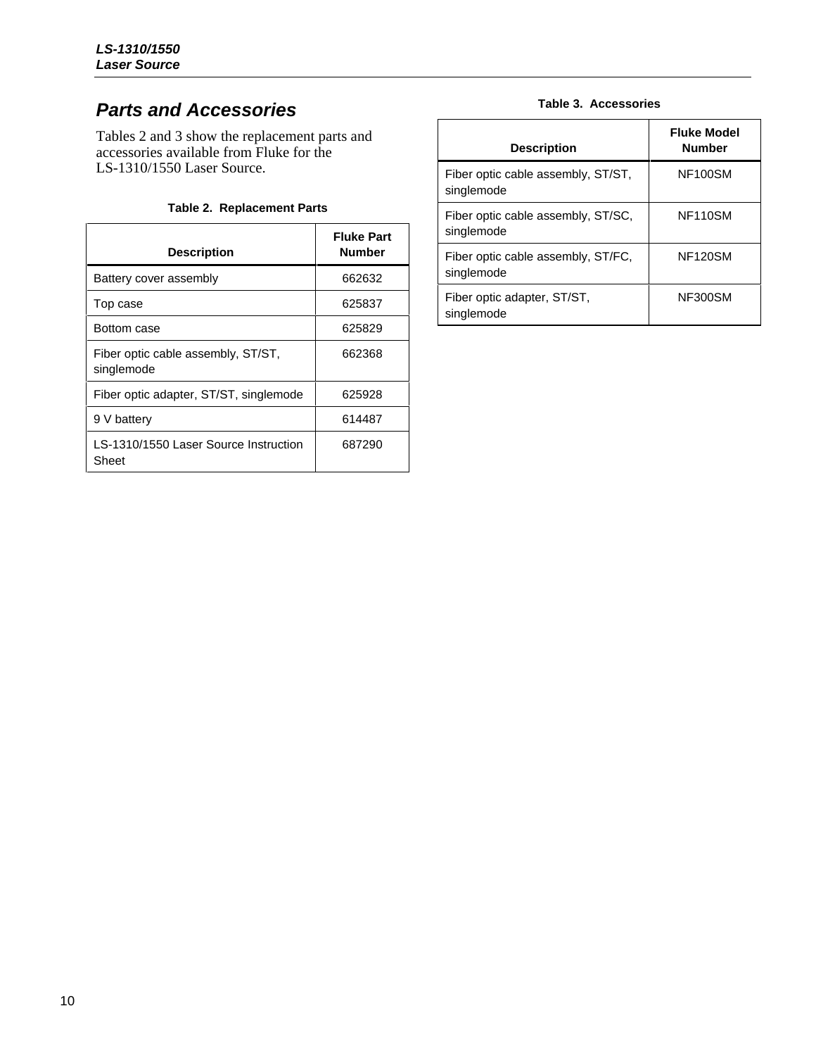## *Parts and Accessories*

Tables 2 and 3 show the replacement parts and accessories available from Fluke for the LS-1310/1550 Laser Source.

**Table 2. Replacement Parts**

| Description | Fluke Part Number |
|---|---|
| Battery cover assembly | 662632 |
| Top case | 625837 |
| Bottom case | 625829 |
| Fiber optic cable assembly, ST/ST, singlemode | 662368 |
| Fiber optic adapter, ST/ST, singlemode | 625928 |
| 9 V battery | 614487 |
| LS-1310/1550 Laser Source Instruction Sheet | 687290 |

**Table 3. Accessories**

| Description | Fluke Model Number |
|---|---|
| Fiber optic cable assembly, ST/ST, singlemode | NF100SM |
| Fiber optic cable assembly, ST/SC, singlemode | NF110SM |
| Fiber optic cable assembly, ST/FC, singlemode | NF120SM |
| Fiber optic adapter, ST/ST, singlemode | NF300SM |